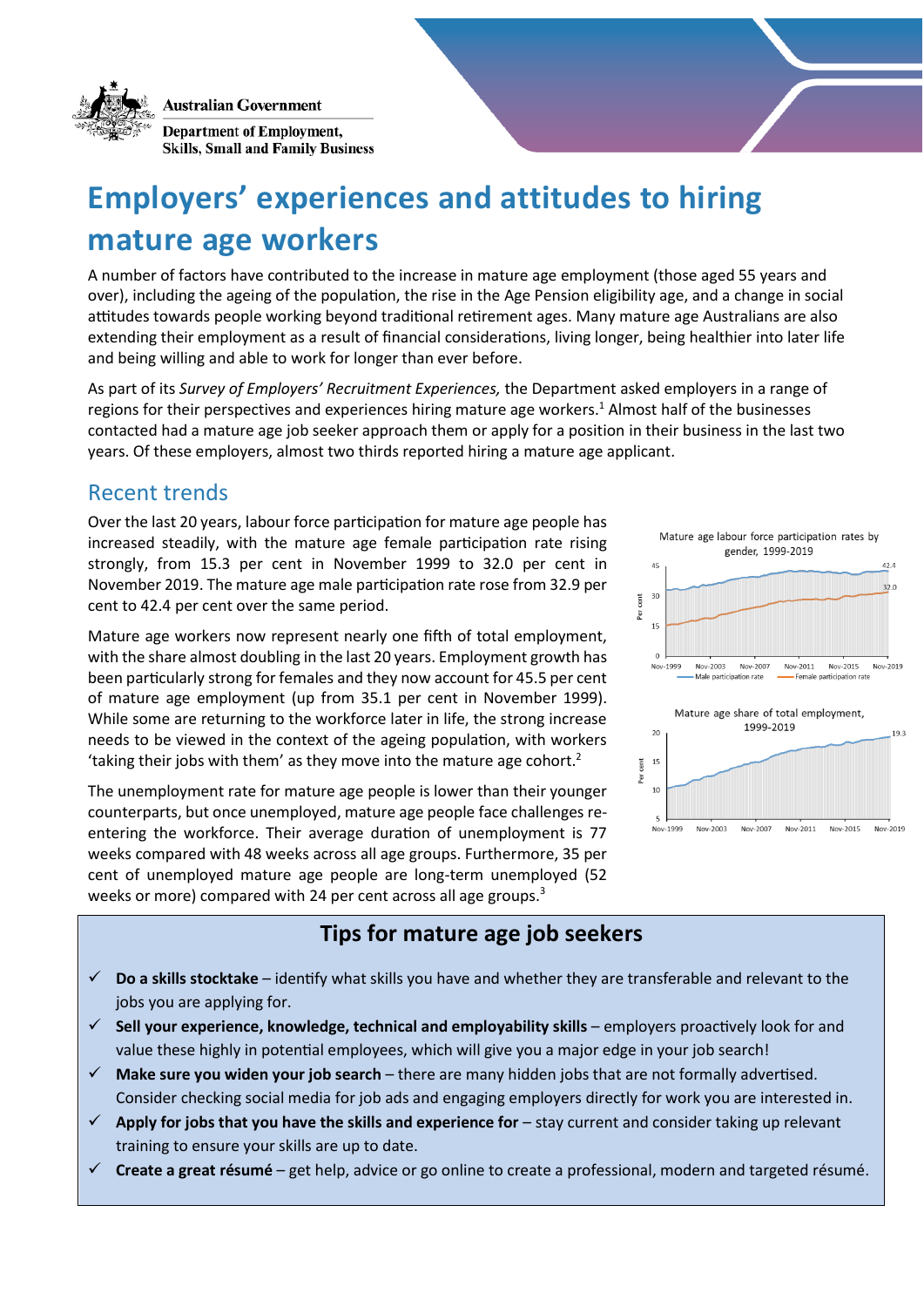Australian Government

Department of Employment, Skills, Small and Family Business

# Employers' experiences and attitudes to hiring mature age workers

A number of factors have contributed to the increase in mature age employment (those aged 55 years and over), including the ageing of the population, the rise in the Age Pension eligibility age, and a change in social attitudes towards people working beyond traditional retirement ages. Many mature age Australians are also extending their employment as a result of financial considerations, living longer, being healthier into later life and being willing and able to work for longer than ever before.

As part of its *Survey of Employers' Recruitment Experiences,* the Department asked employers in a range of regions for their perspectives and experiences hiring mature age workers.[1] Almost half of the businesses contacted had a mature age job seeker approach them or apply for a position in their business in the last two years. Of these employers, almost two thirds reported hiring a mature age applicant.

## Recent trends

Over the last 20 years, labour force participation for mature age people has increased steadily, with the mature age female participation rate rising strongly, from 15.3 per cent in November 1999 to 32.0 per cent in November 2019. The mature age male participation rate rose from 32.9 per cent to 42.4 per cent over the same period.

Mature age workers now represent nearly one fifth of total employment, with the share almost doubling in the last 20 years. Employment growth has been particularly strong for females and they now account for 45.5 per cent of mature age employment (up from 35.1 per cent in November 1999). While some are returning to the workforce later in life, the strong increase needs to be viewed in the context of the ageing population, with workers 'taking their jobs with them' as they move into the mature age cohort.[2]

The unemployment rate for mature age people is lower than their younger counterparts, but once unemployed, mature age people face challenges re-entering the workforce. Their average duration of unemployment is 77 weeks compared with 48 weeks across all age groups. Furthermore, 35 per cent of unemployed mature age people are long-term unemployed (52 weeks or more) compared with 24 per cent across all age groups.[3]

Mature age labour force participation rates by gender, 1999-2019

Mature age share of total employment, 1999-2019

## Tips for mature age job seekers

- ✓ **Do a skills stocktake** – identify what skills you have and whether they are transferable and relevant to the jobs you are applying for.
- ✓ **Sell your experience, knowledge, technical and employability skills** – employers proactively look for and value these highly in potential employees, which will give you a major edge in your job search!
- ✓ **Make sure you widen your job search** – there are many hidden jobs that are not formally advertised. Consider checking social media for job ads and engaging employers directly for work you are interested in.
- ✓ **Apply for jobs that you have the skills and experience for** – stay current and consider taking up relevant training to ensure your skills are up to date.
- ✓ **Create a great résumé** – get help, advice or go online to create a professional, modern and targeted résumé.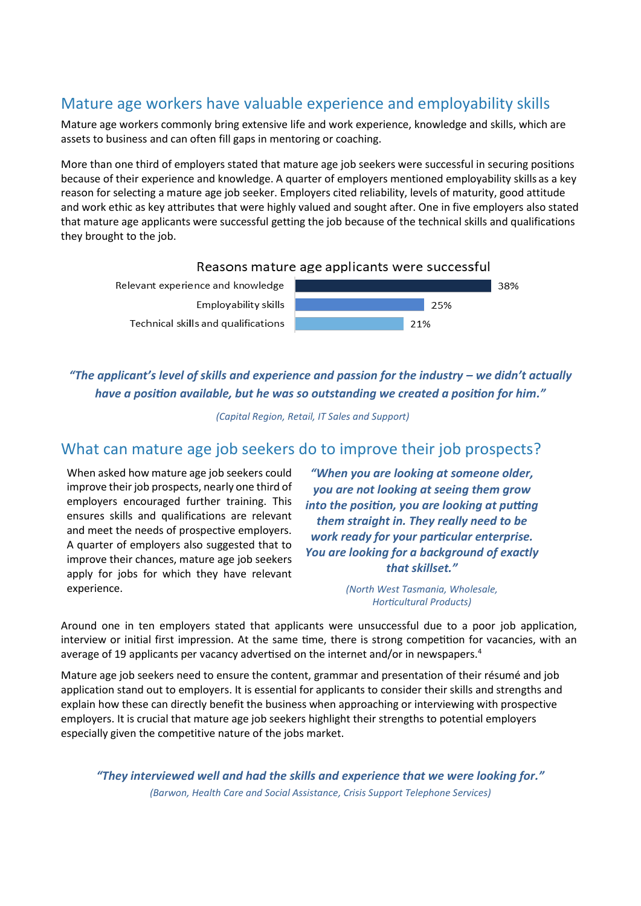## Mature age workers have valuable experience and employability skills

Mature age workers commonly bring extensive life and work experience, knowledge and skills, which are assets to business and can often fill gaps in mentoring or coaching.

More than one third of employers stated that mature age job seekers were successful in securing positions because of their experience and knowledge. A quarter of employers mentioned employability skills as a key reason for selecting a mature age job seeker. Employers cited reliability, levels of maturity, good attitude and work ethic as key attributes that were highly valued and sought after. One in five employers also stated that mature age applicants were successful getting the job because of the technical skills and qualifications they brought to the job.

**Reasons mature age applicants were successful**

| Reason | % |
|---|---|
| Relevant experience and knowledge | 38% |
| Employability skills | 25% |
| Technical skills and qualifications | 21% |

***"The applicant's level of skills and experience and passion for the industry – we didn't actually have a position available, but he was so outstanding we created a position for him."***

*(Capital Region, Retail, IT Sales and Support)*

## What can mature age job seekers do to improve their job prospects?

When asked how mature age job seekers could improve their job prospects, nearly one third of employers encouraged further training. This ensures skills and qualifications are relevant and meet the needs of prospective employers. A quarter of employers also suggested that to improve their chances, mature age job seekers apply for jobs for which they have relevant experience.

***"When you are looking at someone older, you are not looking at seeing them grow into the position, you are looking at putting them straight in. They really need to be work ready for your particular enterprise. You are looking for a background of exactly that skillset."***

*(North West Tasmania, Wholesale, Horticultural Products)*

Around one in ten employers stated that applicants were unsuccessful due to a poor job application, interview or initial first impression. At the same time, there is strong competition for vacancies, with an average of 19 applicants per vacancy advertised on the internet and/or in newspapers.[4]

Mature age job seekers need to ensure the content, grammar and presentation of their résumé and job application stand out to employers. It is essential for applicants to consider their skills and strengths and explain how these can directly benefit the business when approaching or interviewing with prospective employers. It is crucial that mature age job seekers highlight their strengths to potential employers especially given the competitive nature of the jobs market.

***"They interviewed well and had the skills and experience that we were looking for."***

*(Barwon, Health Care and Social Assistance, Crisis Support Telephone Services)*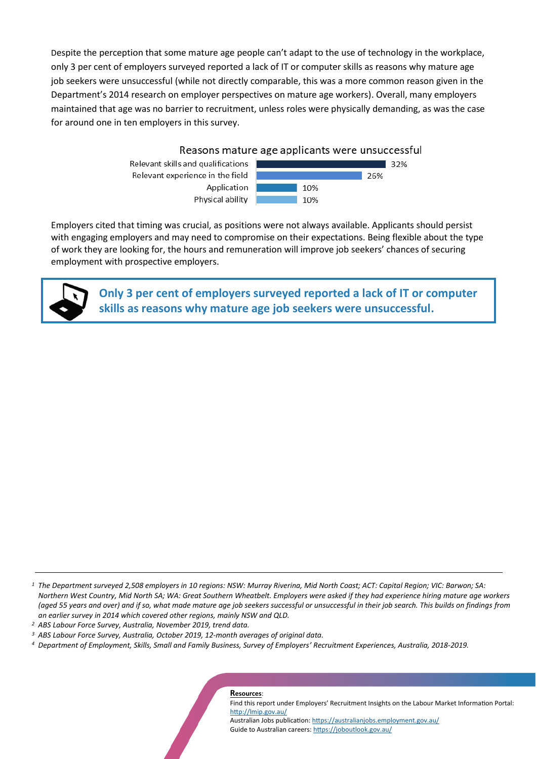Despite the perception that some mature age people can't adapt to the use of technology in the workplace, only 3 per cent of employers surveyed reported a lack of IT or computer skills as reasons why mature age job seekers were unsuccessful (while not directly comparable, this was a more common reason given in the Department's 2014 research on employer perspectives on mature age workers). Overall, many employers maintained that age was no barrier to recruitment, unless roles were physically demanding, as was the case for around one in ten employers in this survey.

Reasons mature age applicants were unsuccessful

Relevant skills and qualifications 32%
Relevant experience in the field 26%
Application 10%
Physical ability 10%

Employers cited that timing was crucial, as positions were not always available. Applicants should persist with engaging employers and may need to compromise on their expectations. Being flexible about the type of work they are looking for, the hours and remuneration will improve job seekers' chances of securing employment with prospective employers.

**Only 3 per cent of employers surveyed reported a lack of IT or computer skills as reasons why mature age job seekers were unsuccessful.**

---

[1] *The Department surveyed 2,508 employers in 10 regions: NSW: Murray Riverina, Mid North Coast; ACT: Capital Region; VIC: Barwon; SA: Northern West Country, Mid North SA; WA: Great Southern Wheatbelt. Employers were asked if they had experience hiring mature age workers (aged 55 years and over) and if so, what made mature age job seekers successful or unsuccessful in their job search. This builds on findings from an earlier survey in 2014 which covered other regions, mainly NSW and QLD.*

[2] *ABS Labour Force Survey, Australia, November 2019, trend data.*

[3] *ABS Labour Force Survey, Australia, October 2019, 12-month averages of original data.*

[4] *Department of Employment, Skills, Small and Family Business, Survey of Employers' Recruitment Experiences, Australia, 2018-2019.*

**Resources**:
Find this report under Employers' Recruitment Insights on the Labour Market Information Portal: http://lmip.gov.au/
Australian Jobs publication: https://australianjobs.employment.gov.au/
Guide to Australian careers: https://joboutlook.gov.au/